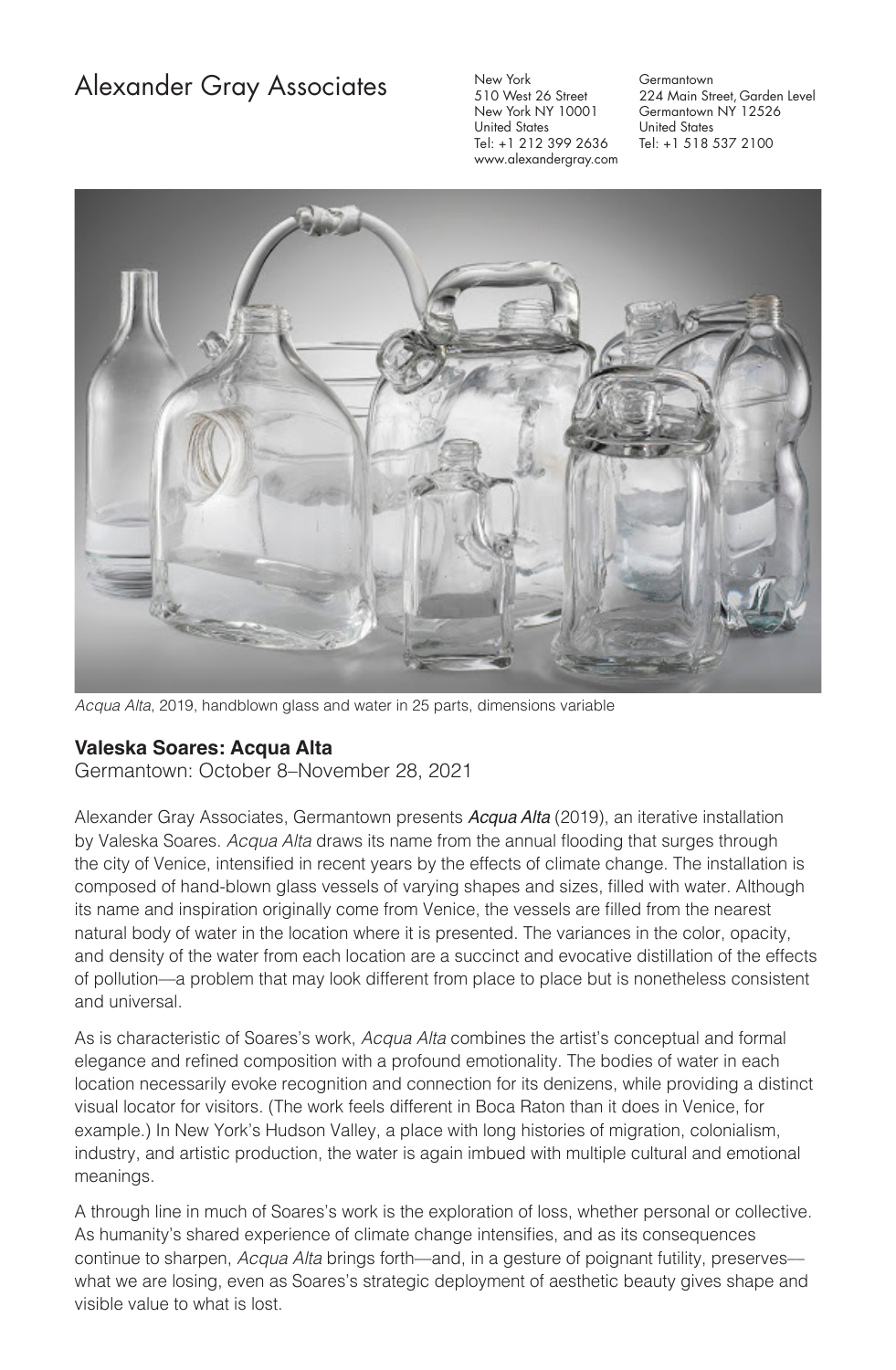# Alexander Gray Associates

New York
510 West 26 Street
New York NY 10001
United States
Tel: +1 212 399 2636
www.alexandergray.com

Germantown
224 Main Street, Garden Level
Germantown NY 12526
United States
Tel: +1 518 537 2100

*Acqua Alta*, 2019, handblown glass and water in 25 parts, dimensions variable

**Valeska Soares: Acqua Alta**

Germantown: October 8–November 28, 2021

Alexander Gray Associates, Germantown presents ***Acqua Alta*** (2019), an iterative installation by Valeska Soares. *Acqua Alta* draws its name from the annual flooding that surges through the city of Venice, intensified in recent years by the effects of climate change. The installation is composed of hand-blown glass vessels of varying shapes and sizes, filled with water. Although its name and inspiration originally come from Venice, the vessels are filled from the nearest natural body of water in the location where it is presented. The variances in the color, opacity, and density of the water from each location are a succinct and evocative distillation of the effects of pollution—a problem that may look different from place to place but is nonetheless consistent and universal.

As is characteristic of Soares's work, *Acqua Alta* combines the artist's conceptual and formal elegance and refined composition with a profound emotionality. The bodies of water in each location necessarily evoke recognition and connection for its denizens, while providing a distinct visual locator for visitors. (The work feels different in Boca Raton than it does in Venice, for example.) In New York's Hudson Valley, a place with long histories of migration, colonialism, industry, and artistic production, the water is again imbued with multiple cultural and emotional meanings.

A through line in much of Soares's work is the exploration of loss, whether personal or collective. As humanity's shared experience of climate change intensifies, and as its consequences continue to sharpen, *Acqua Alta* brings forth—and, in a gesture of poignant futility, preserves—what we are losing, even as Soares's strategic deployment of aesthetic beauty gives shape and visible value to what is lost.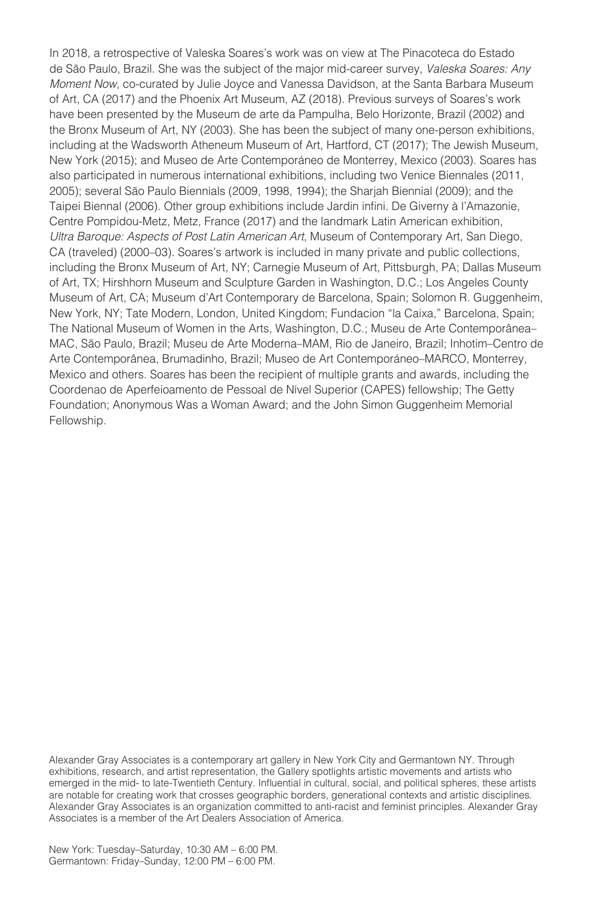In 2018, a retrospective of Valeska Soares's work was on view at The Pinacoteca do Estado de São Paulo, Brazil. She was the subject of the major mid-career survey, *Valeska Soares: Any Moment Now*, co-curated by Julie Joyce and Vanessa Davidson, at the Santa Barbara Museum of Art, CA (2017) and the Phoenix Art Museum, AZ (2018). Previous surveys of Soares's work have been presented by the Museum de arte da Pampulha, Belo Horizonte, Brazil (2002) and the Bronx Museum of Art, NY (2003). She has been the subject of many one-person exhibitions, including at the Wadsworth Atheneum Museum of Art, Hartford, CT (2017); The Jewish Museum, New York (2015); and Museo de Arte Contemporáneo de Monterrey, Mexico (2003). Soares has also participated in numerous international exhibitions, including two Venice Biennales (2011, 2005); several São Paulo Biennials (2009, 1998, 1994); the Sharjah Biennial (2009); and the Taipei Biennal (2006). Other group exhibitions include Jardin infini. De Giverny à l'Amazonie, Centre Pompidou-Metz, Metz, France (2017) and the landmark Latin American exhibition, *Ultra Baroque: Aspects of Post Latin American Art*, Museum of Contemporary Art, San Diego, CA (traveled) (2000–03). Soares's artwork is included in many private and public collections, including the Bronx Museum of Art, NY; Carnegie Museum of Art, Pittsburgh, PA; Dallas Museum of Art, TX; Hirshhorn Museum and Sculpture Garden in Washington, D.C.; Los Angeles County Museum of Art, CA; Museum d'Art Contemporary de Barcelona, Spain; Solomon R. Guggenheim, New York, NY; Tate Modern, London, United Kingdom; Fundacion "la Caixa," Barcelona, Spain; The National Museum of Women in the Arts, Washington, D.C.; Museu de Arte Contemporânea–MAC, São Paulo, Brazil; Museu de Arte Moderna–MAM, Rio de Janeiro, Brazil; Inhotim–Centro de Arte Contemporânea, Brumadinho, Brazil; Museo de Art Contemporáneo–MARCO, Monterrey, Mexico and others. Soares has been the recipient of multiple grants and awards, including the Coordenao de Aperfeioamento de Pessoal de Nível Superior (CAPES) fellowship; The Getty Foundation; Anonymous Was a Woman Award; and the John Simon Guggenheim Memorial Fellowship.

Alexander Gray Associates is a contemporary art gallery in New York City and Germantown NY. Through exhibitions, research, and artist representation, the Gallery spotlights artistic movements and artists who emerged in the mid- to late-Twentieth Century. Influential in cultural, social, and political spheres, these artists are notable for creating work that crosses geographic borders, generational contexts and artistic disciplines. Alexander Gray Associates is an organization committed to anti-racist and feminist principles. Alexander Gray Associates is a member of the Art Dealers Association of America.

New York: Tuesday–Saturday, 10:30 AM – 6:00 PM.
Germantown: Friday–Sunday, 12:00 PM – 6:00 PM.